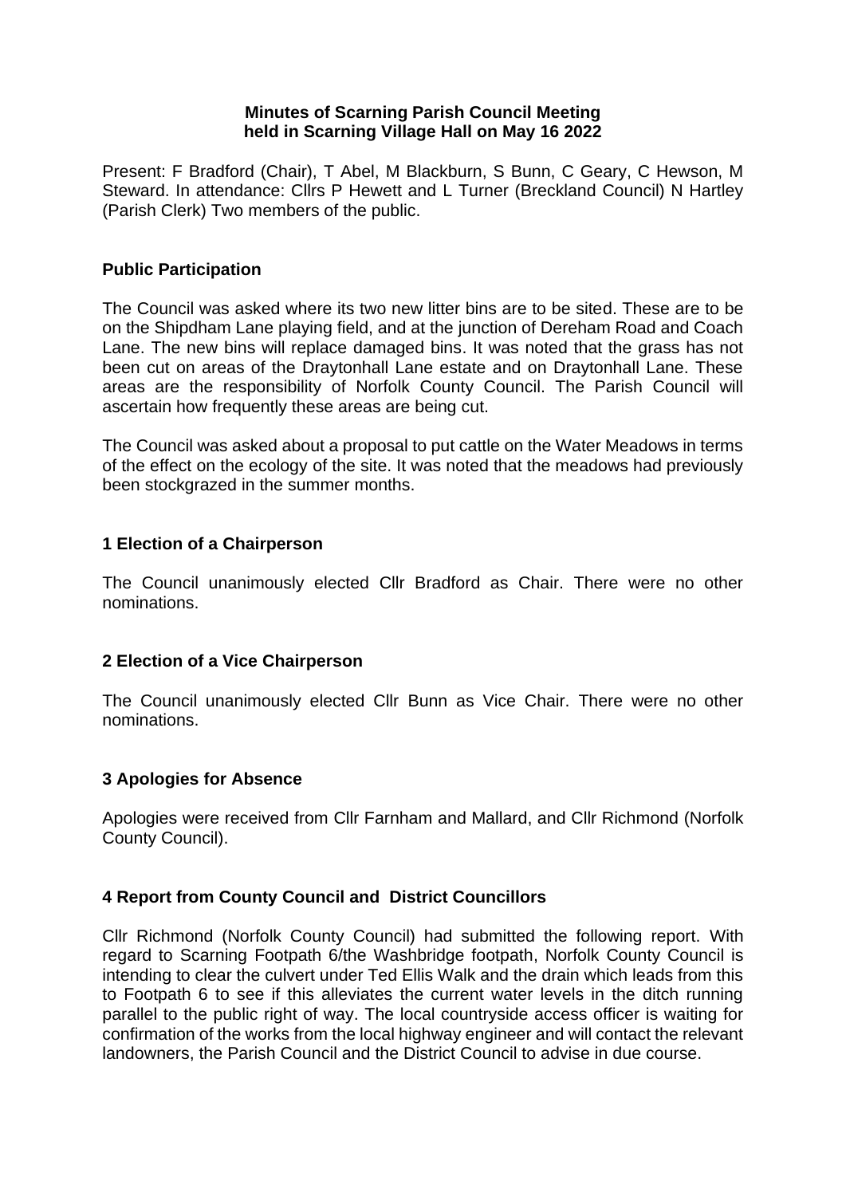# Minutes of Scarning Parish Council Meeting held in Scarning Village Hall on May 16 2022

Present: F Bradford (Chair), T Abel, M Blackburn, S Bunn, C Geary, C Hewson, M Steward. In attendance: Cllrs P Hewett and L Turner (Breckland Council) N Hartley (Parish Clerk) Two members of the public.

## Public Participation

The Council was asked where its two new litter bins are to be sited. These are to be on the Shipdham Lane playing field, and at the junction of Dereham Road and Coach Lane. The new bins will replace damaged bins. It was noted that the grass has not been cut on areas of the Draytonhall Lane estate and on Draytonhall Lane. These areas are the responsibility of Norfolk County Council. The Parish Council will ascertain how frequently these areas are being cut.

The Council was asked about a proposal to put cattle on the Water Meadows in terms of the effect on the ecology of the site. It was noted that the meadows had previously been stockgrazed in the summer months.

## 1 Election of a Chairperson

The Council unanimously elected Cllr Bradford as Chair. There were no other nominations.

## 2 Election of a Vice Chairperson

The Council unanimously elected Cllr Bunn as Vice Chair. There were no other nominations.

## 3 Apologies for Absence

Apologies were received from Cllr Farnham and Mallard, and Cllr Richmond (Norfolk County Council).

## 4 Report from County Council and District Councillors

Cllr Richmond (Norfolk County Council) had submitted the following report. With regard to Scarning Footpath 6/the Washbridge footpath, Norfolk County Council is intending to clear the culvert under Ted Ellis Walk and the drain which leads from this to Footpath 6 to see if this alleviates the current water levels in the ditch running parallel to the public right of way. The local countryside access officer is waiting for confirmation of the works from the local highway engineer and will contact the relevant landowners, the Parish Council and the District Council to advise in due course.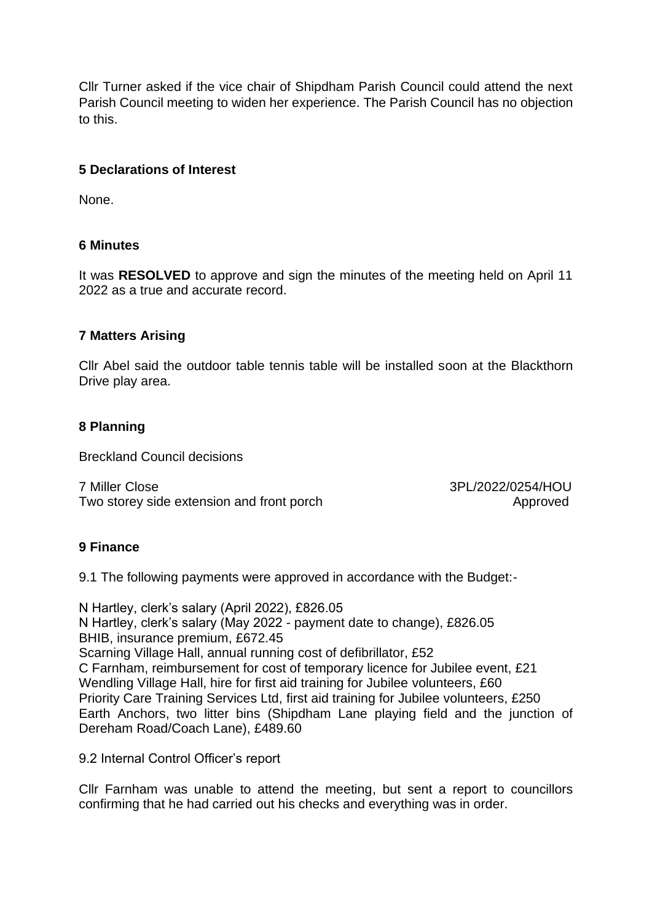Cllr Turner asked if the vice chair of Shipdham Parish Council could attend the next Parish Council meeting to widen her experience. The Parish Council has no objection to this.

## 5 Declarations of Interest

None.

## 6 Minutes

It was **RESOLVED** to approve and sign the minutes of the meeting held on April 11 2022 as a true and accurate record.

## 7 Matters Arising

Cllr Abel said the outdoor table tennis table will be installed soon at the Blackthorn Drive play area.

## 8 Planning

Breckland Council decisions

7 Miller Close — 3PL/2022/0254/HOU
Two storey side extension and front porch — Approved

## 9 Finance

9.1 The following payments were approved in accordance with the Budget:-

N Hartley, clerk's salary (April 2022), £826.05
N Hartley, clerk's salary (May 2022 - payment date to change), £826.05
BHIB, insurance premium, £672.45
Scarning Village Hall, annual running cost of defibrillator, £52
C Farnham, reimbursement for cost of temporary licence for Jubilee event, £21
Wendling Village Hall, hire for first aid training for Jubilee volunteers, £60
Priority Care Training Services Ltd, first aid training for Jubilee volunteers, £250
Earth Anchors, two litter bins (Shipdham Lane playing field and the junction of Dereham Road/Coach Lane), £489.60

9.2 Internal Control Officer's report

Cllr Farnham was unable to attend the meeting, but sent a report to councillors confirming that he had carried out his checks and everything was in order.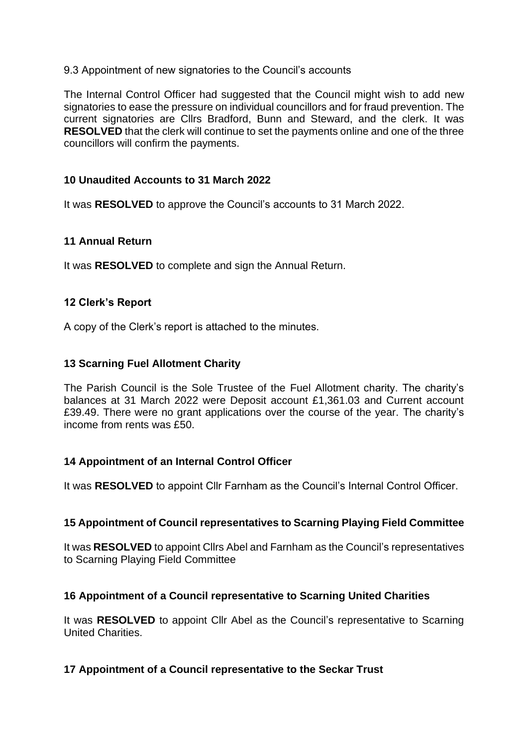9.3 Appointment of new signatories to the Council's accounts

The Internal Control Officer had suggested that the Council might wish to add new signatories to ease the pressure on individual councillors and for fraud prevention. The current signatories are Cllrs Bradford, Bunn and Steward, and the clerk. It was **RESOLVED** that the clerk will continue to set the payments online and one of the three councillors will confirm the payments.

## 10 Unaudited Accounts to 31 March 2022

It was **RESOLVED** to approve the Council's accounts to 31 March 2022.

## 11 Annual Return

It was **RESOLVED** to complete and sign the Annual Return.

## 12 Clerk's Report

A copy of the Clerk's report is attached to the minutes.

## 13 Scarning Fuel Allotment Charity

The Parish Council is the Sole Trustee of the Fuel Allotment charity. The charity's balances at 31 March 2022 were Deposit account £1,361.03 and Current account £39.49. There were no grant applications over the course of the year. The charity's income from rents was £50.

## 14 Appointment of an Internal Control Officer

It was **RESOLVED** to appoint Cllr Farnham as the Council's Internal Control Officer.

## 15 Appointment of Council representatives to Scarning Playing Field Committee

It was **RESOLVED** to appoint Cllrs Abel and Farnham as the Council's representatives to Scarning Playing Field Committee

## 16 Appointment of a Council representative to Scarning United Charities

It was **RESOLVED** to appoint Cllr Abel as the Council's representative to Scarning United Charities.

## 17 Appointment of a Council representative to the Seckar Trust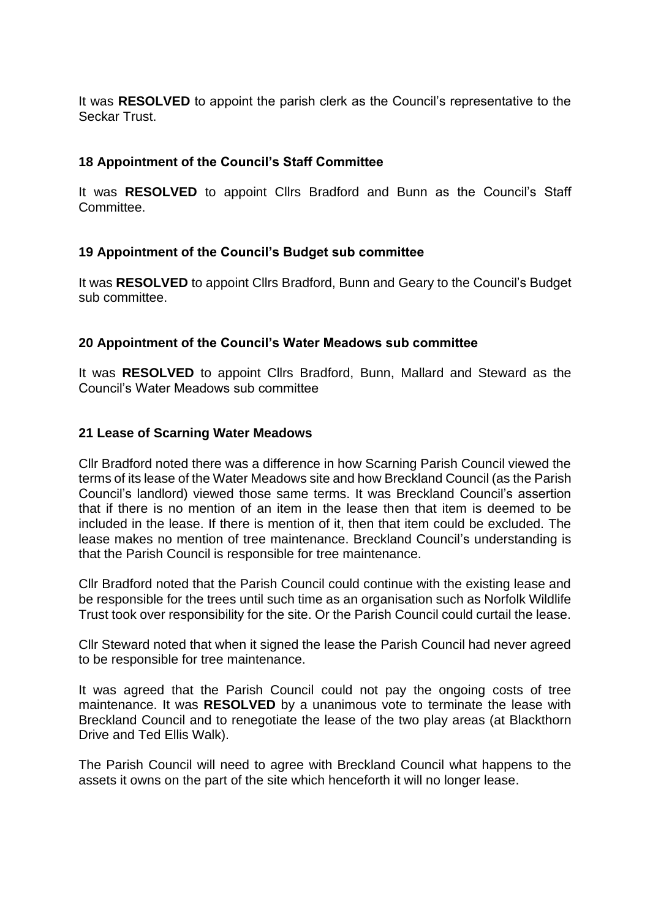It was **RESOLVED** to appoint the parish clerk as the Council's representative to the Seckar Trust.

### 18 Appointment of the Council's Staff Committee

It was **RESOLVED** to appoint Cllrs Bradford and Bunn as the Council's Staff Committee.

### 19 Appointment of the Council's Budget sub committee

It was **RESOLVED** to appoint Cllrs Bradford, Bunn and Geary to the Council's Budget sub committee.

### 20 Appointment of the Council's Water Meadows sub committee

It was **RESOLVED** to appoint Cllrs Bradford, Bunn, Mallard and Steward as the Council's Water Meadows sub committee

### 21 Lease of Scarning Water Meadows

Cllr Bradford noted there was a difference in how Scarning Parish Council viewed the terms of its lease of the Water Meadows site and how Breckland Council (as the Parish Council's landlord) viewed those same terms. It was Breckland Council's assertion that if there is no mention of an item in the lease then that item is deemed to be included in the lease. If there is mention of it, then that item could be excluded. The lease makes no mention of tree maintenance. Breckland Council's understanding is that the Parish Council is responsible for tree maintenance.

Cllr Bradford noted that the Parish Council could continue with the existing lease and be responsible for the trees until such time as an organisation such as Norfolk Wildlife Trust took over responsibility for the site. Or the Parish Council could curtail the lease.

Cllr Steward noted that when it signed the lease the Parish Council had never agreed to be responsible for tree maintenance.

It was agreed that the Parish Council could not pay the ongoing costs of tree maintenance. It was **RESOLVED** by a unanimous vote to terminate the lease with Breckland Council and to renegotiate the lease of the two play areas (at Blackthorn Drive and Ted Ellis Walk).

The Parish Council will need to agree with Breckland Council what happens to the assets it owns on the part of the site which henceforth it will no longer lease.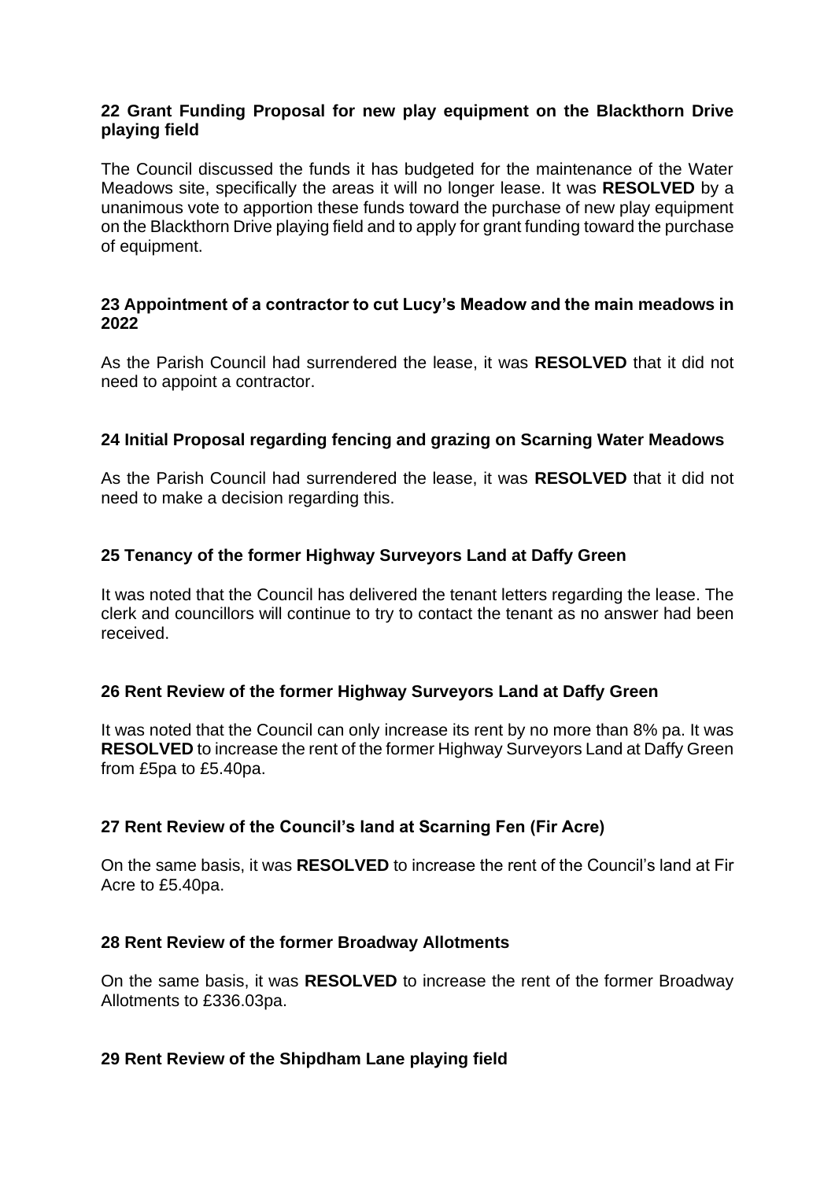### 22 Grant Funding Proposal for new play equipment on the Blackthorn Drive playing field

The Council discussed the funds it has budgeted for the maintenance of the Water Meadows site, specifically the areas it will no longer lease. It was **RESOLVED** by a unanimous vote to apportion these funds toward the purchase of new play equipment on the Blackthorn Drive playing field and to apply for grant funding toward the purchase of equipment.

### 23 Appointment of a contractor to cut Lucy's Meadow and the main meadows in 2022

As the Parish Council had surrendered the lease, it was **RESOLVED** that it did not need to appoint a contractor.

### 24 Initial Proposal regarding fencing and grazing on Scarning Water Meadows

As the Parish Council had surrendered the lease, it was **RESOLVED** that it did not need to make a decision regarding this.

### 25 Tenancy of the former Highway Surveyors Land at Daffy Green

It was noted that the Council has delivered the tenant letters regarding the lease. The clerk and councillors will continue to try to contact the tenant as no answer had been received.

### 26 Rent Review of the former Highway Surveyors Land at Daffy Green

It was noted that the Council can only increase its rent by no more than 8% pa. It was **RESOLVED** to increase the rent of the former Highway Surveyors Land at Daffy Green from £5pa to £5.40pa.

### 27 Rent Review of the Council's land at Scarning Fen (Fir Acre)

On the same basis, it was **RESOLVED** to increase the rent of the Council's land at Fir Acre to £5.40pa.

### 28 Rent Review of the former Broadway Allotments

On the same basis, it was **RESOLVED** to increase the rent of the former Broadway Allotments to £336.03pa.

### 29 Rent Review of the Shipdham Lane playing field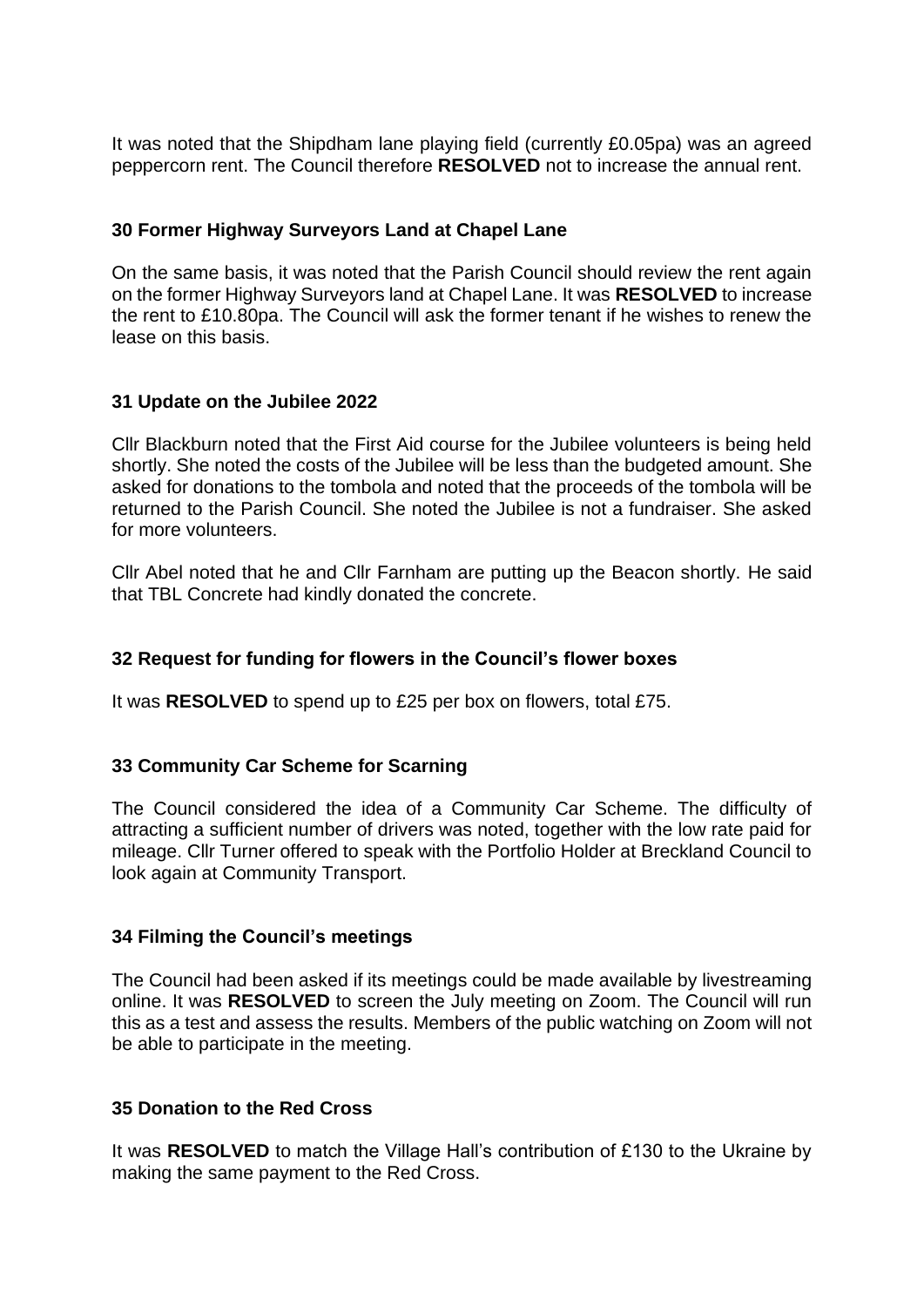It was noted that the Shipdham lane playing field (currently £0.05pa) was an agreed peppercorn rent. The Council therefore **RESOLVED** not to increase the annual rent.

### 30 Former Highway Surveyors Land at Chapel Lane

On the same basis, it was noted that the Parish Council should review the rent again on the former Highway Surveyors land at Chapel Lane. It was **RESOLVED** to increase the rent to £10.80pa. The Council will ask the former tenant if he wishes to renew the lease on this basis.

### 31 Update on the Jubilee 2022

Cllr Blackburn noted that the First Aid course for the Jubilee volunteers is being held shortly. She noted the costs of the Jubilee will be less than the budgeted amount. She asked for donations to the tombola and noted that the proceeds of the tombola will be returned to the Parish Council. She noted the Jubilee is not a fundraiser. She asked for more volunteers.

Cllr Abel noted that he and Cllr Farnham are putting up the Beacon shortly. He said that TBL Concrete had kindly donated the concrete.

### 32 Request for funding for flowers in the Council's flower boxes

It was **RESOLVED** to spend up to £25 per box on flowers, total £75.

### 33 Community Car Scheme for Scarning

The Council considered the idea of a Community Car Scheme. The difficulty of attracting a sufficient number of drivers was noted, together with the low rate paid for mileage. Cllr Turner offered to speak with the Portfolio Holder at Breckland Council to look again at Community Transport.

### 34 Filming the Council's meetings

The Council had been asked if its meetings could be made available by livestreaming online. It was **RESOLVED** to screen the July meeting on Zoom. The Council will run this as a test and assess the results. Members of the public watching on Zoom will not be able to participate in the meeting.

### 35 Donation to the Red Cross

It was **RESOLVED** to match the Village Hall's contribution of £130 to the Ukraine by making the same payment to the Red Cross.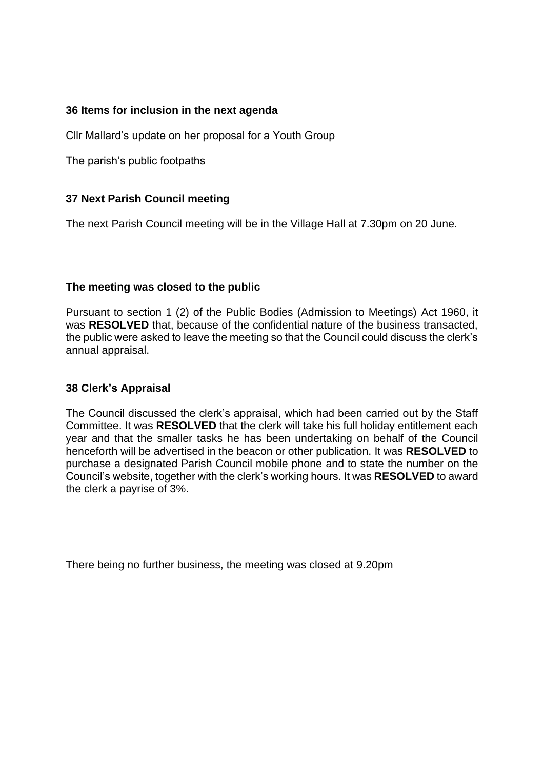### 36 Items for inclusion in the next agenda

Cllr Mallard's update on her proposal for a Youth Group

The parish's public footpaths

### 37 Next Parish Council meeting

The next Parish Council meeting will be in the Village Hall at 7.30pm on 20 June.

### The meeting was closed to the public

Pursuant to section 1 (2) of the Public Bodies (Admission to Meetings) Act 1960, it was **RESOLVED** that, because of the confidential nature of the business transacted, the public were asked to leave the meeting so that the Council could discuss the clerk's annual appraisal.

### 38 Clerk's Appraisal

The Council discussed the clerk's appraisal, which had been carried out by the Staff Committee. It was **RESOLVED** that the clerk will take his full holiday entitlement each year and that the smaller tasks he has been undertaking on behalf of the Council henceforth will be advertised in the beacon or other publication. It was **RESOLVED** to purchase a designated Parish Council mobile phone and to state the number on the Council's website, together with the clerk's working hours. It was **RESOLVED** to award the clerk a payrise of 3%.

There being no further business, the meeting was closed at 9.20pm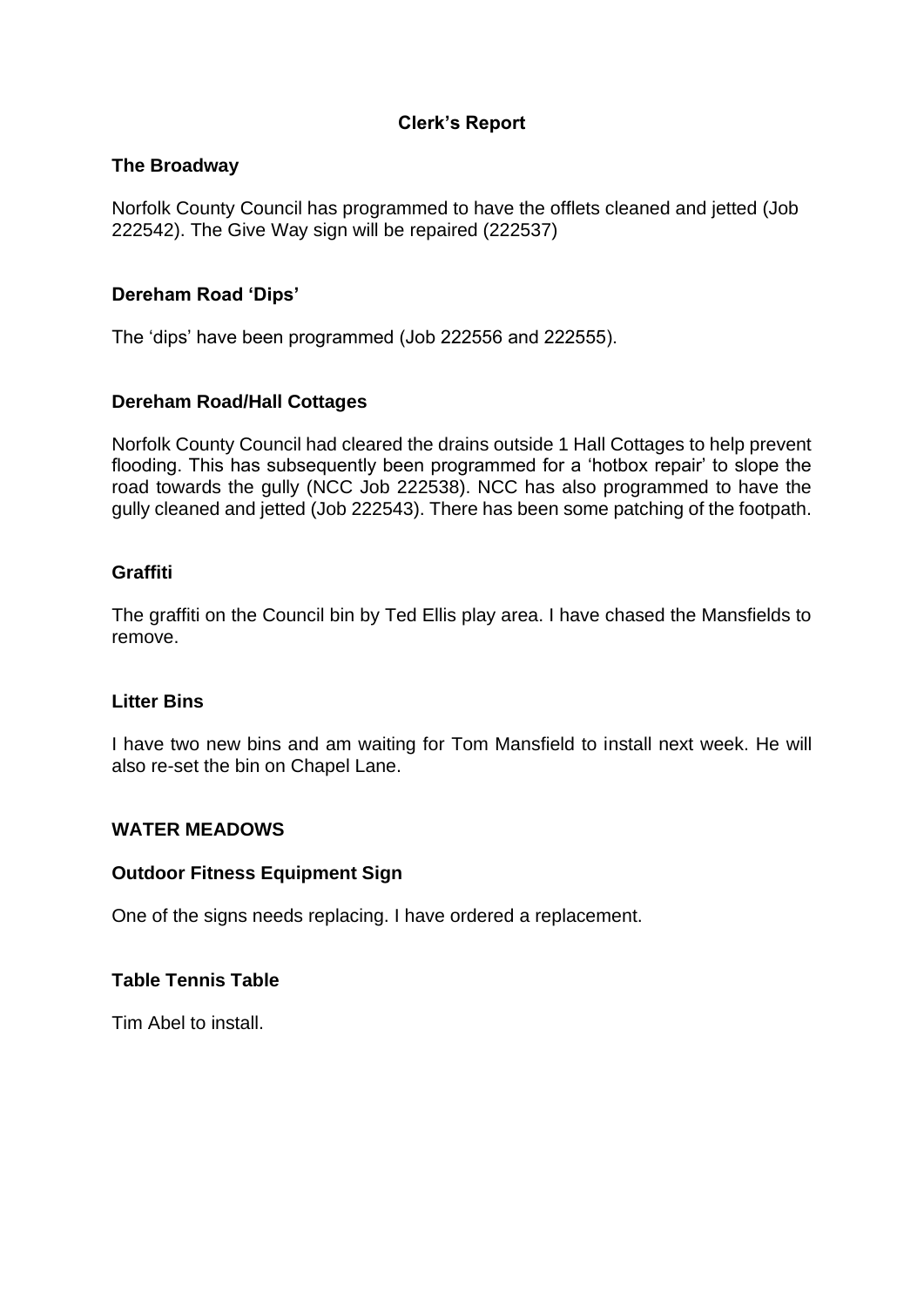# Clerk's Report

## The Broadway

Norfolk County Council has programmed to have the offlets cleaned and jetted (Job 222542). The Give Way sign will be repaired (222537)

## Dereham Road 'Dips'

The 'dips' have been programmed (Job 222556 and 222555).

## Dereham Road/Hall Cottages

Norfolk County Council had cleared the drains outside 1 Hall Cottages to help prevent flooding. This has subsequently been programmed for a 'hotbox repair' to slope the road towards the gully (NCC Job 222538). NCC has also programmed to have the gully cleaned and jetted (Job 222543). There has been some patching of the footpath.

## Graffiti

The graffiti on the Council bin by Ted Ellis play area. I have chased the Mansfields to remove.

## Litter Bins

I have two new bins and am waiting for Tom Mansfield to install next week. He will also re-set the bin on Chapel Lane.

## WATER MEADOWS

## Outdoor Fitness Equipment Sign

One of the signs needs replacing. I have ordered a replacement.

## Table Tennis Table

Tim Abel to install.